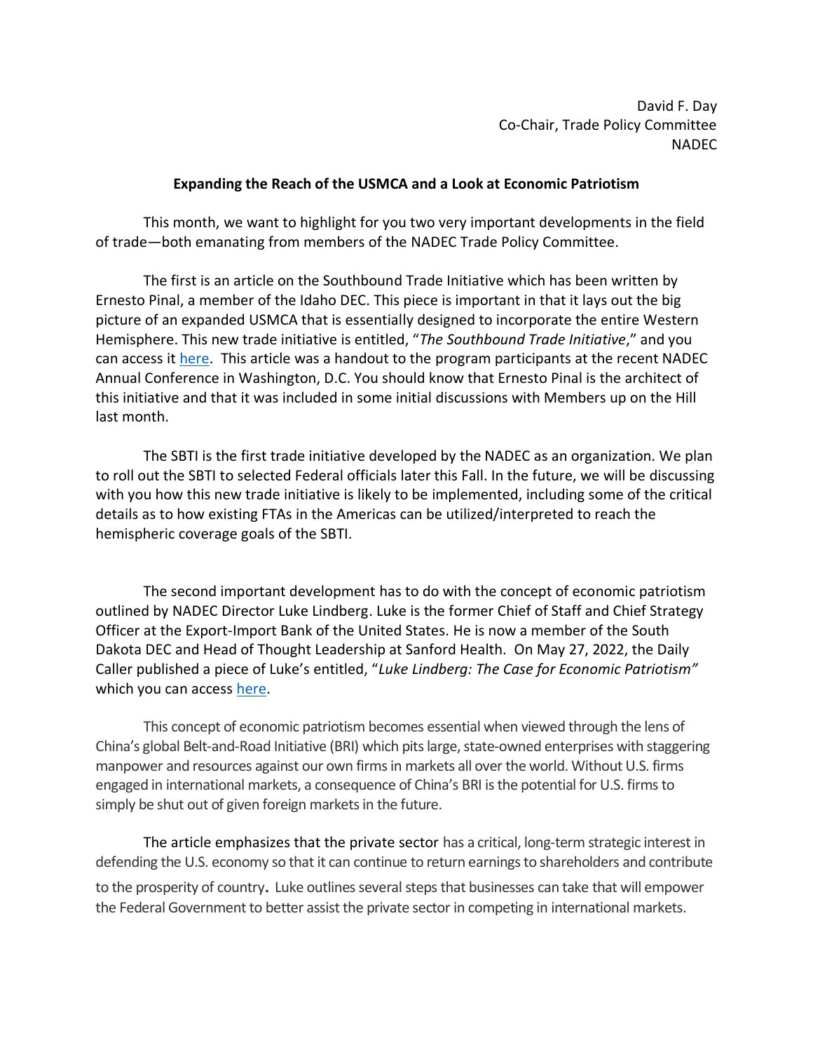David F. Day
Co-Chair, Trade Policy Committee
NADEC

**Expanding the Reach of the USMCA and a Look at Economic Patriotism**

This month, we want to highlight for you two very important developments in the field of trade—both emanating from members of the NADEC Trade Policy Committee.

The first is an article on the Southbound Trade Initiative which has been written by Ernesto Pinal, a member of the Idaho DEC. This piece is important in that it lays out the big picture of an expanded USMCA that is essentially designed to incorporate the entire Western Hemisphere. This new trade initiative is entitled, "*The Southbound Trade Initiative*," and you can access it here. This article was a handout to the program participants at the recent NADEC Annual Conference in Washington, D.C. You should know that Ernesto Pinal is the architect of this initiative and that it was included in some initial discussions with Members up on the Hill last month.

The SBTI is the first trade initiative developed by the NADEC as an organization. We plan to roll out the SBTI to selected Federal officials later this Fall. In the future, we will be discussing with you how this new trade initiative is likely to be implemented, including some of the critical details as to how existing FTAs in the Americas can be utilized/interpreted to reach the hemispheric coverage goals of the SBTI.

The second important development has to do with the concept of economic patriotism outlined by NADEC Director Luke Lindberg. Luke is the former Chief of Staff and Chief Strategy Officer at the Export-Import Bank of the United States. He is now a member of the South Dakota DEC and Head of Thought Leadership at Sanford Health. On May 27, 2022, the Daily Caller published a piece of Luke's entitled, "*Luke Lindberg: The Case for Economic Patriotism"* which you can access here.

This concept of economic patriotism becomes essential when viewed through the lens of China's global Belt-and-Road Initiative (BRI) which pits large, state-owned enterprises with staggering manpower and resources against our own firms in markets all over the world. Without U.S. firms engaged in international markets, a consequence of China's BRI is the potential for U.S. firms to simply be shut out of given foreign markets in the future.

The article emphasizes that the private sector has a critical, long-term strategic interest in defending the U.S. economy so that it can continue to return earnings to shareholders and contribute to the prosperity of country**.** Luke outlines several steps that businesses can take that will empower the Federal Government to better assist the private sector in competing in international markets.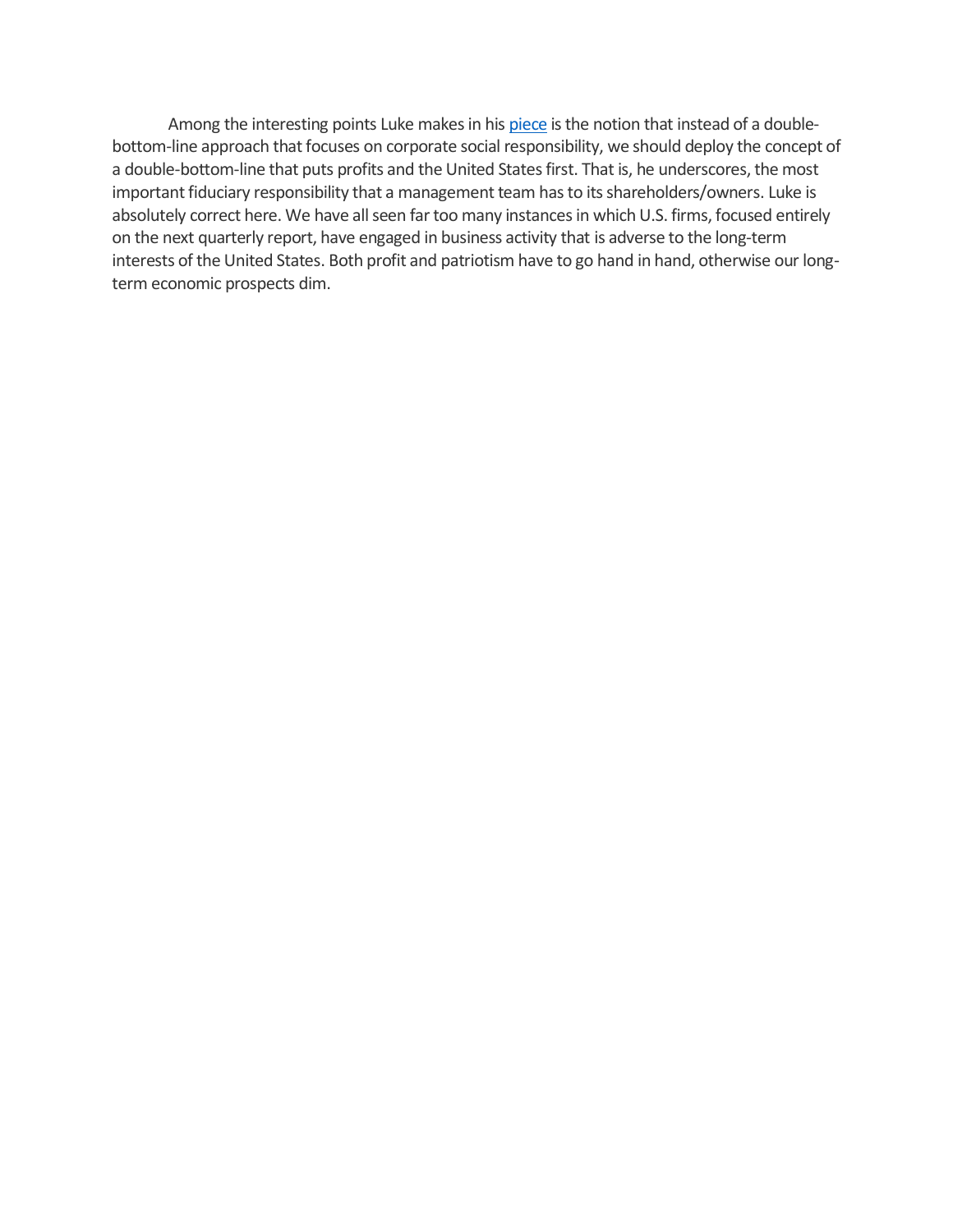Among the interesting points Luke makes in his [piece]() is the notion that instead of a double-bottom-line approach that focuses on corporate social responsibility, we should deploy the concept of a double-bottom-line that puts profits and the United States first. That is, he underscores, the most important fiduciary responsibility that a management team has to its shareholders/owners. Luke is absolutely correct here. We have all seen far too many instances in which U.S. firms, focused entirely on the next quarterly report, have engaged in business activity that is adverse to the long-term interests of the United States. Both profit and patriotism have to go hand in hand, otherwise our long-term economic prospects dim.